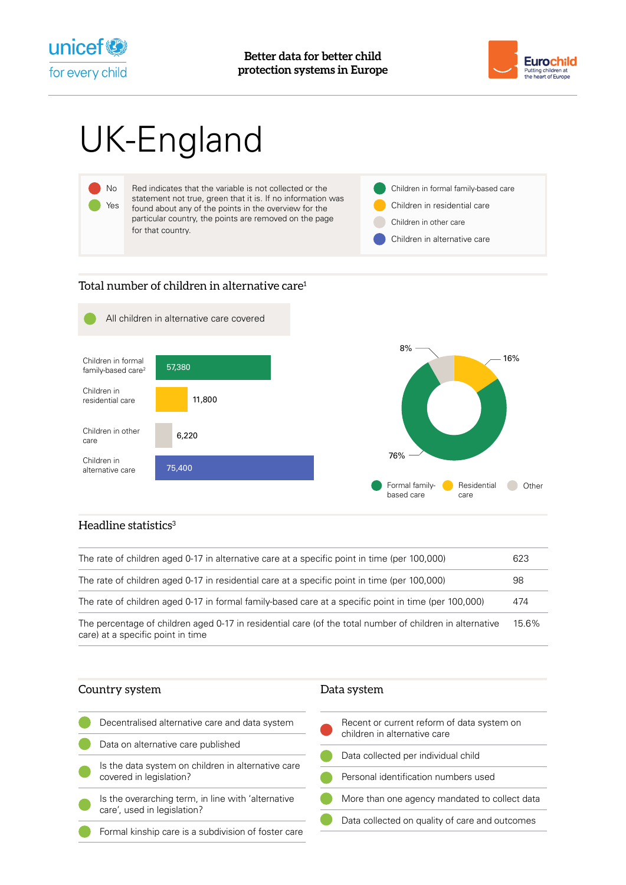Better data for better child protection systems in Europe

# UK-England

| | |
|---|---|
| No | Red indicates that the variable is not collected or the statement not true, green that it is. If no information was found about any of the points in the overview for the particular country, the points are removed on the page for that country. |
| Yes | |

- Children in formal family-based care
- Children in residential care
- Children in other care
- Children in alternative care

## Total number of children in alternative care[1]

All children in alternative care covered (Yes)

| Category | Number |
|---|---|
| Children in formal family-based care[2] | 57,380 |
| Children in residential care | 11,800 |
| Children in other care | 6,220 |
| Children in alternative care | 75,400 |

| Category | Share |
|---|---|
| Formal family-based care | 76% |
| Residential care | 16% |
| Other | 8% |

## Headline statistics[3]

| Statistic | Value |
|---|---|
| The rate of children aged 0-17 in alternative care at a specific point in time (per 100,000) | 623 |
| The rate of children aged 0-17 in residential care at a specific point in time (per 100,000) | 98 |
| The rate of children aged 0-17 in formal family-based care at a specific point in time (per 100,000) | 474 |
| The percentage of children aged 0-17 in residential care (of the total number of children in alternative care) at a specific point in time | 15.6% |

## Country system

| Item | Status |
|---|---|
| Decentralised alternative care and data system | Yes |
| Data on alternative care published | Yes |
| Is the data system on children in alternative care covered in legislation? | Yes |
| Is the overarching term, in line with 'alternative care', used in legislation? | Yes |
| Formal kinship care is a subdivision of foster care | Yes |

## Data system

| Item | Status |
|---|---|
| Recent or current reform of data system on children in alternative care | No |
| Data collected per individual child | Yes |
| Personal identification numbers used | Yes |
| More than one agency mandated to collect data | Yes |
| Data collected on quality of care and outcomes | Yes |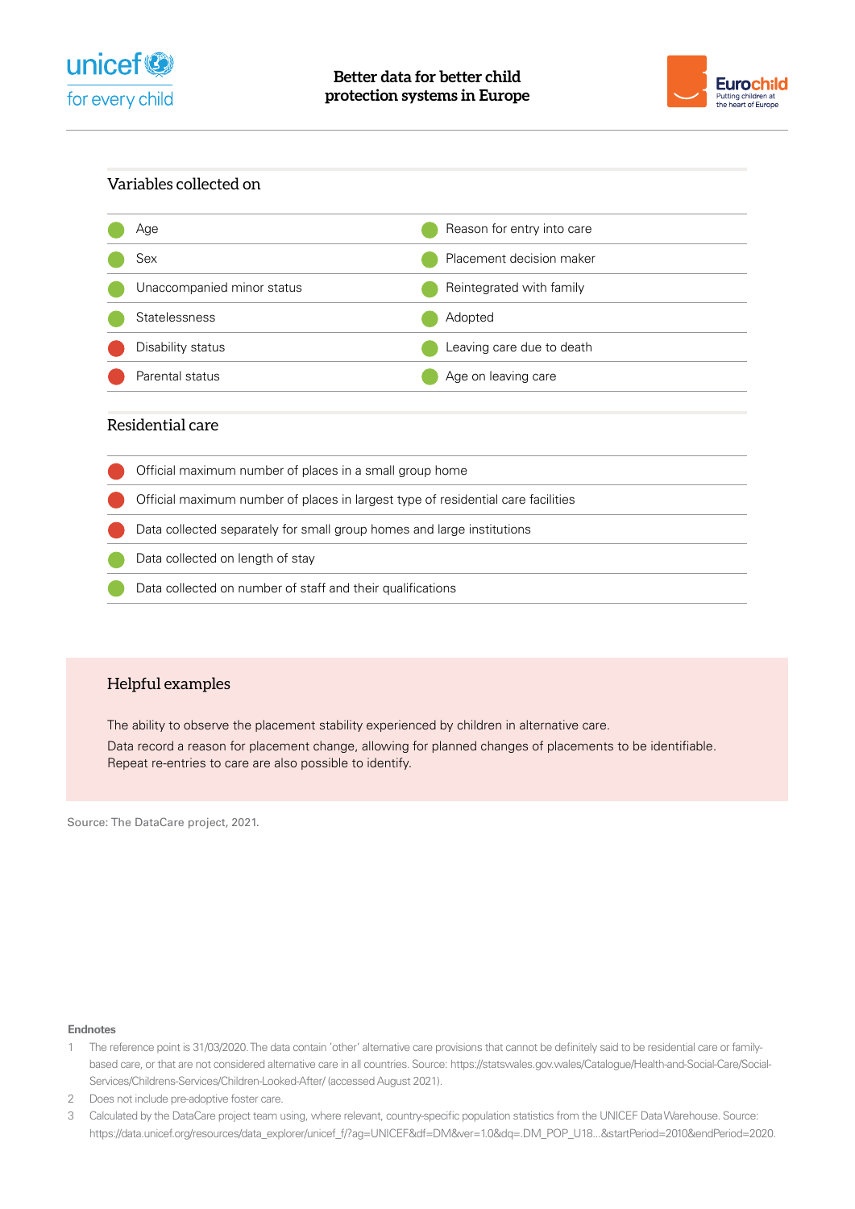## Variables collected on

| | |
|---|---|
| 🟢 Age | 🟢 Reason for entry into care |
| 🟢 Sex | 🟢 Placement decision maker |
| 🟢 Unaccompanied minor status | 🟢 Reintegrated with family |
| 🟢 Statelessness | 🟢 Adopted |
| 🔴 Disability status | 🟢 Leaving care due to death |
| 🔴 Parental status | 🟢 Age on leaving care |

## Residential care

| |
|---|
| 🔴 Official maximum number of places in a small group home |
| 🔴 Official maximum number of places in largest type of residential care facilities |
| 🔴 Data collected separately for small group homes and large institutions |
| 🟢 Data collected on length of stay |
| 🟢 Data collected on number of staff and their qualifications |

## Helpful examples

The ability to observe the placement stability experienced by children in alternative care.

Data record a reason for placement change, allowing for planned changes of placements to be identifiable. Repeat re-entries to care are also possible to identify.

Source: The DataCare project, 2021.

**Endnotes**

1 The reference point is 31/03/2020. The data contain 'other' alternative care provisions that cannot be definitely said to be residential care or family-based care, or that are not considered alternative care in all countries. Source: https://statswales.gov.wales/Catalogue/Health-and-Social-Care/Social-Services/Childrens-Services/Children-Looked-After/ (accessed August 2021).

2 Does not include pre-adoptive foster care.

3 Calculated by the DataCare project team using, where relevant, country-specific population statistics from the UNICEF Data Warehouse. Source: https://data.unicef.org/resources/data_explorer/unicef_f/?ag=UNICEF&df=DM&ver=1.0&dq=.DM_POP_U18...&startPeriod=2010&endPeriod=2020.